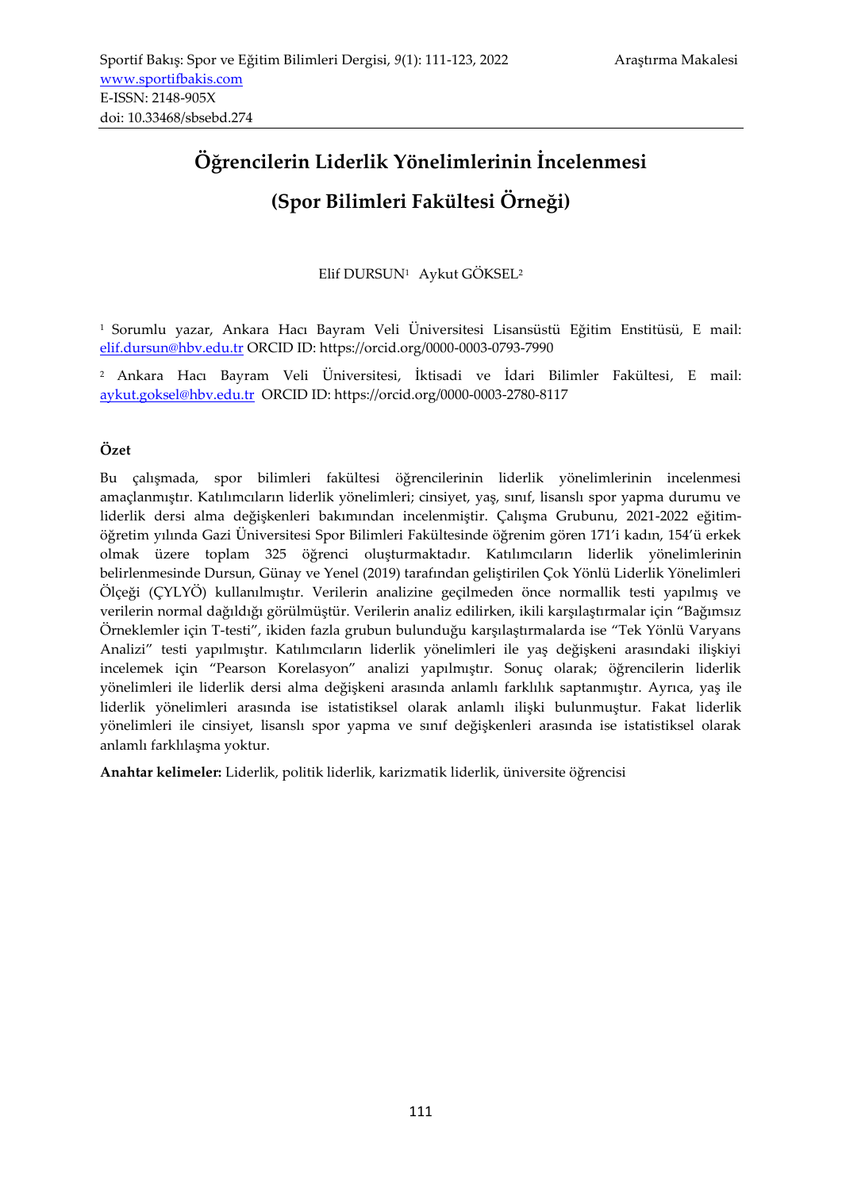# Öğrencilerin Liderlik Yönelimlerinin İncelenmesi

# (Spor Bilimleri Fakültesi Örneği)

Elif DURSUN[1] Aykut GÖKSEL[2]

[1] Sorumlu yazar, Ankara Hacı Bayram Veli Üniversitesi Lisansüstü Eğitim Enstitüsü, E mail: elif.dursun@hbv.edu.tr ORCID ID: https://orcid.org/0000-0003-0793-7990

[2] Ankara Hacı Bayram Veli Üniversitesi, İktisadi ve İdari Bilimler Fakültesi, E mail: aykut.goksel@hbv.edu.tr ORCID ID: https://orcid.org/0000-0003-2780-8117

## Özet

Bu çalışmada, spor bilimleri fakültesi öğrencilerinin liderlik yönelimlerinin incelenmesi amaçlanmıştır. Katılımcıların liderlik yönelimleri; cinsiyet, yaş, sınıf, lisanslı spor yapma durumu ve liderlik dersi alma değişkenleri bakımından incelenmiştir. Çalışma Grubunu, 2021-2022 eğitim-öğretim yılında Gazi Üniversitesi Spor Bilimleri Fakültesinde öğrenim gören 171'i kadın, 154'ü erkek olmak üzere toplam 325 öğrenci oluşturmaktadır. Katılımcıların liderlik yönelimlerinin belirlenmesinde Dursun, Günay ve Yenel (2019) tarafından geliştirilen Çok Yönlü Liderlik Yönelimleri Ölçeği (ÇYLYÖ) kullanılmıştır. Verilerin analizine geçilmeden önce normallik testi yapılmış ve verilerin normal dağıldığı görülmüştür. Verilerin analiz edilirken, ikili karşılaştırmalar için "Bağımsız Örneklemler için T-testi", ikiden fazla grubun bulunduğu karşılaştırmalarda ise "Tek Yönlü Varyans Analizi" testi yapılmıştır. Katılımcıların liderlik yönelimleri ile yaş değişkeni arasındaki ilişkiyi incelemek için "Pearson Korelasyon" analizi yapılmıştır. Sonuç olarak; öğrencilerin liderlik yönelimleri ile liderlik dersi alma değişkeni arasında anlamlı farklılık saptanmıştır. Ayrıca, yaş ile liderlik yönelimleri arasında ise istatistiksel olarak anlamlı ilişki bulunmuştur. Fakat liderlik yönelimleri ile cinsiyet, lisanslı spor yapma ve sınıf değişkenleri arasında ise istatistiksel olarak anlamlı farklılaşma yoktur.

**Anahtar kelimeler:** Liderlik, politik liderlik, karizmatik liderlik, üniversite öğrencisi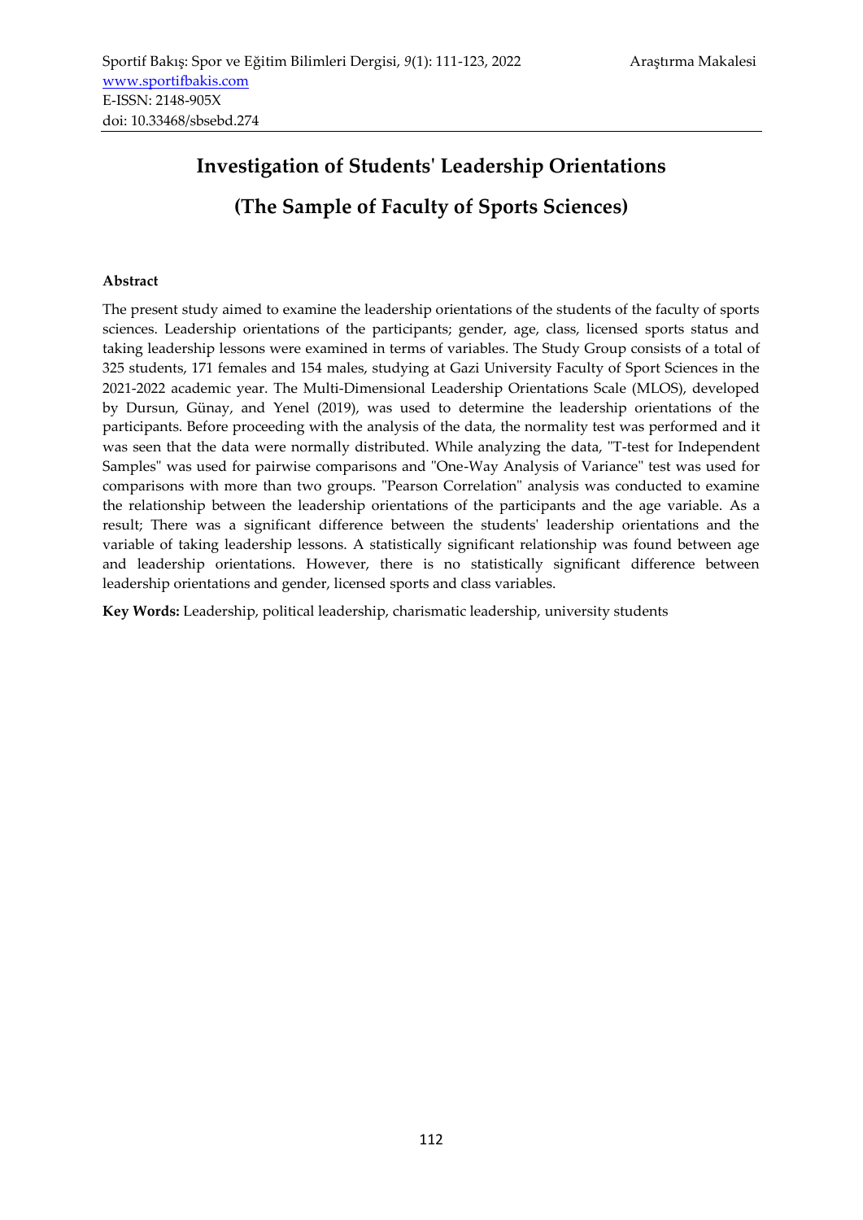# Investigation of Students' Leadership Orientations

# (The Sample of Faculty of Sports Sciences)

**Abstract**

The present study aimed to examine the leadership orientations of the students of the faculty of sports sciences. Leadership orientations of the participants; gender, age, class, licensed sports status and taking leadership lessons were examined in terms of variables. The Study Group consists of a total of 325 students, 171 females and 154 males, studying at Gazi University Faculty of Sport Sciences in the 2021-2022 academic year. The Multi-Dimensional Leadership Orientations Scale (MLOS), developed by Dursun, Günay, and Yenel (2019), was used to determine the leadership orientations of the participants. Before proceeding with the analysis of the data, the normality test was performed and it was seen that the data were normally distributed. While analyzing the data, "T-test for Independent Samples" was used for pairwise comparisons and "One-Way Analysis of Variance" test was used for comparisons with more than two groups. "Pearson Correlation" analysis was conducted to examine the relationship between the leadership orientations of the participants and the age variable. As a result; There was a significant difference between the students' leadership orientations and the variable of taking leadership lessons. A statistically significant relationship was found between age and leadership orientations. However, there is no statistically significant difference between leadership orientations and gender, licensed sports and class variables.

**Key Words:** Leadership, political leadership, charismatic leadership, university students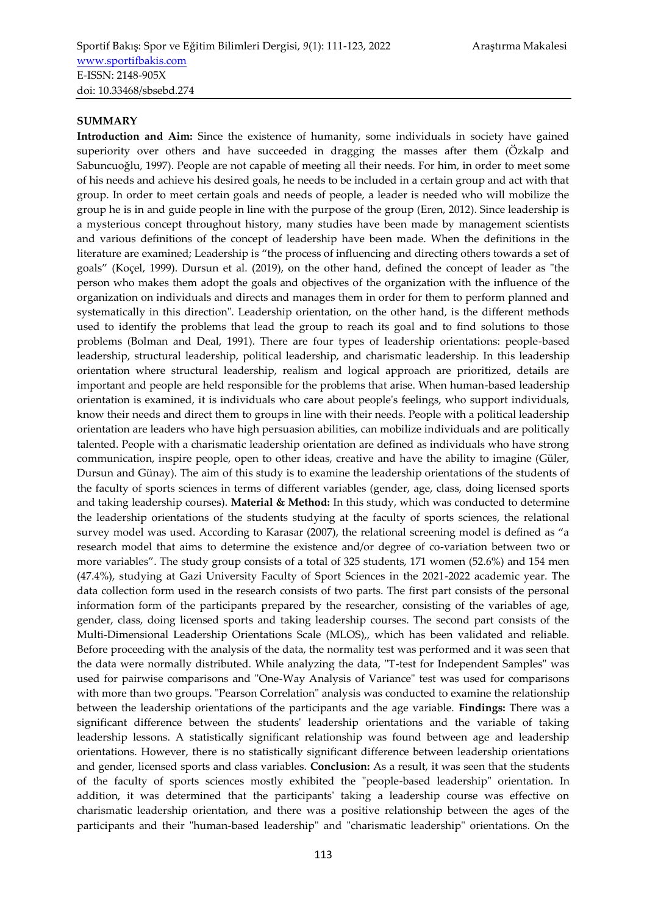## SUMMARY

**Introduction and Aim:** Since the existence of humanity, some individuals in society have gained superiority over others and have succeeded in dragging the masses after them (Özkalp and Sabuncuoğlu, 1997). People are not capable of meeting all their needs. For him, in order to meet some of his needs and achieve his desired goals, he needs to be included in a certain group and act with that group. In order to meet certain goals and needs of people, a leader is needed who will mobilize the group he is in and guide people in line with the purpose of the group (Eren, 2012). Since leadership is a mysterious concept throughout history, many studies have been made by management scientists and various definitions of the concept of leadership have been made. When the definitions in the literature are examined; Leadership is "the process of influencing and directing others towards a set of goals" (Koçel, 1999). Dursun et al. (2019), on the other hand, defined the concept of leader as "the person who makes them adopt the goals and objectives of the organization with the influence of the organization on individuals and directs and manages them in order for them to perform planned and systematically in this direction". Leadership orientation, on the other hand, is the different methods used to identify the problems that lead the group to reach its goal and to find solutions to those problems (Bolman and Deal, 1991). There are four types of leadership orientations: people-based leadership, structural leadership, political leadership, and charismatic leadership. In this leadership orientation where structural leadership, realism and logical approach are prioritized, details are important and people are held responsible for the problems that arise. When human-based leadership orientation is examined, it is individuals who care about people's feelings, who support individuals, know their needs and direct them to groups in line with their needs. People with a political leadership orientation are leaders who have high persuasion abilities, can mobilize individuals and are politically talented. People with a charismatic leadership orientation are defined as individuals who have strong communication, inspire people, open to other ideas, creative and have the ability to imagine (Güler, Dursun and Günay). The aim of this study is to examine the leadership orientations of the students of the faculty of sports sciences in terms of different variables (gender, age, class, doing licensed sports and taking leadership courses). **Material & Method:** In this study, which was conducted to determine the leadership orientations of the students studying at the faculty of sports sciences, the relational survey model was used. According to Karasar (2007), the relational screening model is defined as "a research model that aims to determine the existence and/or degree of co-variation between two or more variables". The study group consists of a total of 325 students, 171 women (52.6%) and 154 men (47.4%), studying at Gazi University Faculty of Sport Sciences in the 2021-2022 academic year. The data collection form used in the research consists of two parts. The first part consists of the personal information form of the participants prepared by the researcher, consisting of the variables of age, gender, class, doing licensed sports and taking leadership courses. The second part consists of the Multi-Dimensional Leadership Orientations Scale (MLOS),, which has been validated and reliable. Before proceeding with the analysis of the data, the normality test was performed and it was seen that the data were normally distributed. While analyzing the data, "T-test for Independent Samples" was used for pairwise comparisons and "One-Way Analysis of Variance" test was used for comparisons with more than two groups. "Pearson Correlation" analysis was conducted to examine the relationship between the leadership orientations of the participants and the age variable. **Findings:** There was a significant difference between the students' leadership orientations and the variable of taking leadership lessons. A statistically significant relationship was found between age and leadership orientations. However, there is no statistically significant difference between leadership orientations and gender, licensed sports and class variables. **Conclusion:** As a result, it was seen that the students of the faculty of sports sciences mostly exhibited the "people-based leadership" orientation. In addition, it was determined that the participants' taking a leadership course was effective on charismatic leadership orientation, and there was a positive relationship between the ages of the participants and their "human-based leadership" and "charismatic leadership" orientations. On the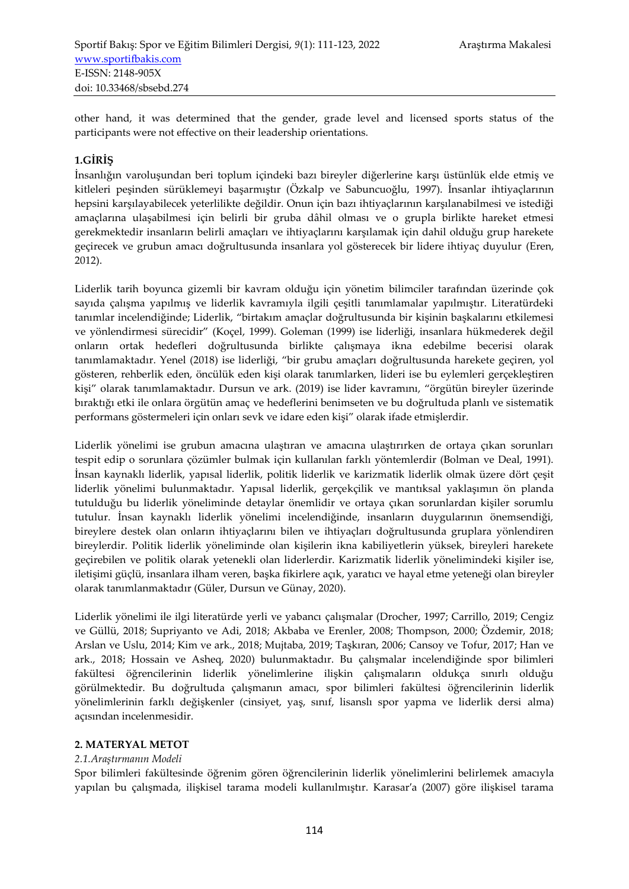other hand, it was determined that the gender, grade level and licensed sports status of the participants were not effective on their leadership orientations.

## 1.GİRİŞ

İnsanlığın varoluşundan beri toplum içindeki bazı bireyler diğerlerine karşı üstünlük elde etmiş ve kitleleri peşinden sürüklemeyi başarmıştır (Özkalp ve Sabuncuoğlu, 1997). İnsanlar ihtiyaçlarının hepsini karşılayabilecek yeterlilikte değildir. Onun için bazı ihtiyaçlarının karşılanabilmesi ve istediği amaçlarına ulaşabilmesi için belirli bir gruba dâhil olması ve o grupla birlikte hareket etmesi gerekmektedir insanların belirli amaçları ve ihtiyaçlarını karşılamak için dahil olduğu grup harekete geçirecek ve grubun amacı doğrultusunda insanlara yol gösterecek bir lidere ihtiyaç duyulur (Eren, 2012).

Liderlik tarih boyunca gizemli bir kavram olduğu için yönetim bilimciler tarafından üzerinde çok sayıda çalışma yapılmış ve liderlik kavramıyla ilgili çeşitli tanımlamalar yapılmıştır. Literatürdeki tanımlar incelendiğinde; Liderlik, "birtakım amaçlar doğrultusunda bir kişinin başkalarını etkilemesi ve yönlendirmesi sürecidir" (Koçel, 1999). Goleman (1999) ise liderliği, insanlara hükmederek değil onların ortak hedefleri doğrultusunda birlikte çalışmaya ikna edebilme becerisi olarak tanımlamaktadır. Yenel (2018) ise liderliği, "bir grubu amaçları doğrultusunda harekete geçiren, yol gösteren, rehberlik eden, öncülük eden kişi olarak tanımlarken, lideri ise bu eylemleri gerçekleştiren kişi" olarak tanımlamaktadır. Dursun ve ark. (2019) ise lider kavramını, "örgütün bireyler üzerinde bıraktığı etki ile onlara örgütün amaç ve hedeflerini benimseten ve bu doğrultuda planlı ve sistematik performans göstermeleri için onları sevk ve idare eden kişi" olarak ifade etmişlerdir.

Liderlik yönelimi ise grubun amacına ulaştıran ve amacına ulaştırırken de ortaya çıkan sorunları tespit edip o sorunlara çözümler bulmak için kullanılan farklı yöntemlerdir (Bolman ve Deal, 1991). İnsan kaynaklı liderlik, yapısal liderlik, politik liderlik ve karizmatik liderlik olmak üzere dört çeşit liderlik yönelimi bulunmaktadır. Yapısal liderlik, gerçekçilik ve mantıksal yaklaşımın ön planda tutulduğu bu liderlik yöneliminde detaylar önemlidir ve ortaya çıkan sorunlardan kişiler sorumlu tutulur. İnsan kaynaklı liderlik yönelimi incelendiğinde, insanların duygularının önemsendiği, bireylere destek olan onların ihtiyaçlarını bilen ve ihtiyaçları doğrultusunda gruplara yönlendiren bireylerdir. Politik liderlik yöneliminde olan kişilerin ikna kabiliyetlerin yüksek, bireyleri harekete geçirebilen ve politik olarak yetenekli olan liderlerdir. Karizmatik liderlik yönelimindeki kişiler ise, iletişimi güçlü, insanlara ilham veren, başka fikirlere açık, yaratıcı ve hayal etme yeteneği olan bireyler olarak tanımlanmaktadır (Güler, Dursun ve Günay, 2020).

Liderlik yönelimi ile ilgi literatürde yerli ve yabancı çalışmalar (Drocher, 1997; Carrillo, 2019; Cengiz ve Güllü, 2018; Supriyanto ve Adi, 2018; Akbaba ve Erenler, 2008; Thompson, 2000; Özdemir, 2018; Arslan ve Uslu, 2014; Kim ve ark., 2018; Mujtaba, 2019; Taşkıran, 2006; Cansoy ve Tofur, 2017; Han ve ark., 2018; Hossain ve Asheq, 2020) bulunmaktadır. Bu çalışmalar incelendiğinde spor bilimleri fakültesi öğrencilerinin liderlik yönelimlerine ilişkin çalışmaların oldukça sınırlı olduğu görülmektedir. Bu doğrultuda çalışmanın amacı, spor bilimleri fakültesi öğrencilerinin liderlik yönelimlerinin farklı değişkenler (cinsiyet, yaş, sınıf, lisanslı spor yapma ve liderlik dersi alma) açısından incelenmesidir.

## 2. MATERYAL METOT

### *2.1.Araştırmanın Modeli*

Spor bilimleri fakültesinde öğrenim gören öğrencilerinin liderlik yönelimlerini belirlemek amacıyla yapılan bu çalışmada, ilişkisel tarama modeli kullanılmıştır. Karasar'a (2007) göre ilişkisel tarama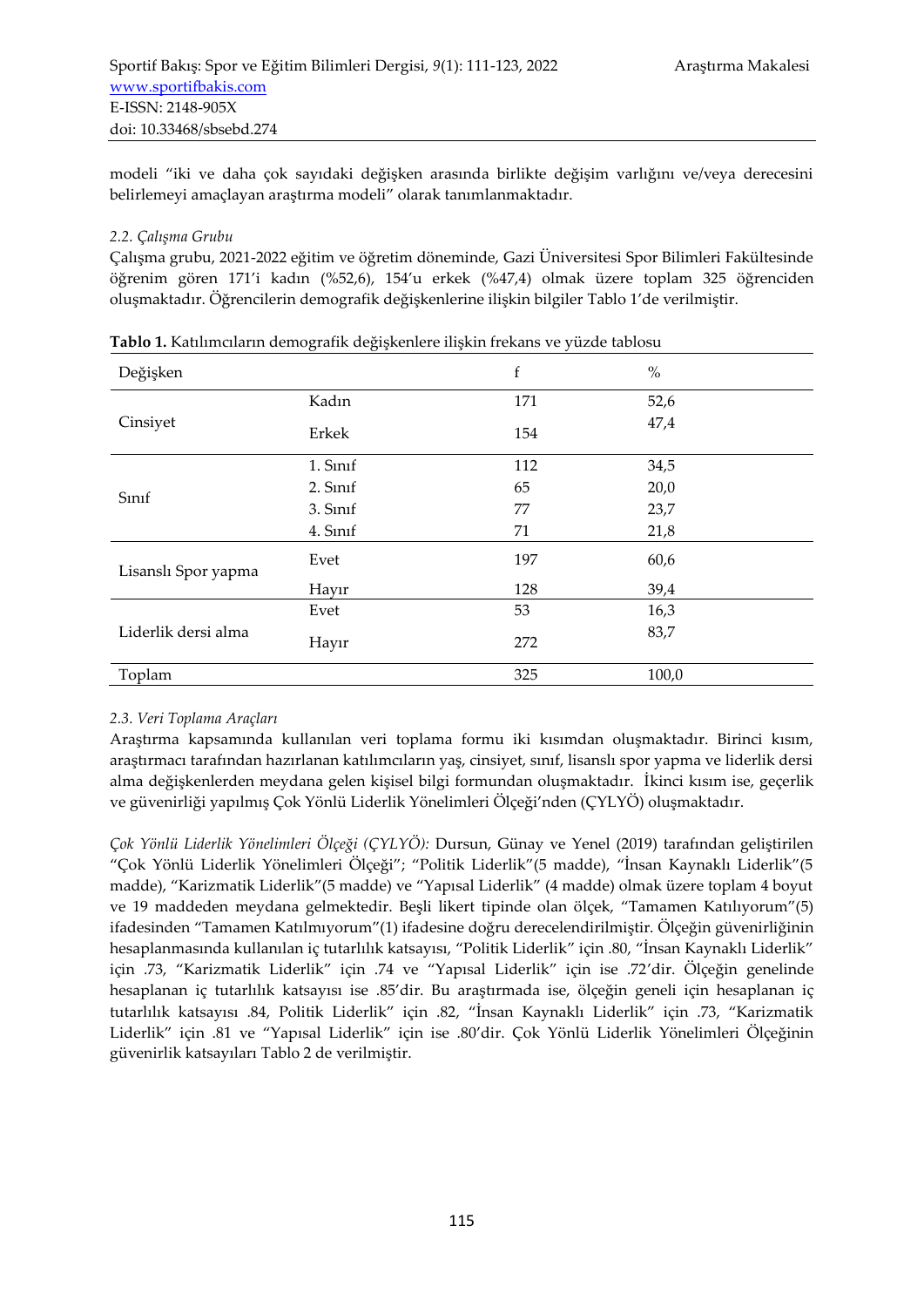modeli "iki ve daha çok sayıdaki değişken arasında birlikte değişim varlığını ve/veya derecesini belirlemeyi amaçlayan araştırma modeli" olarak tanımlanmaktadır.

### *2.2. Çalışma Grubu*

Çalışma grubu, 2021-2022 eğitim ve öğretim döneminde, Gazi Üniversitesi Spor Bilimleri Fakültesinde öğrenim gören 171'i kadın (%52,6), 154'u erkek (%47,4) olmak üzere toplam 325 öğrenciden oluşmaktadır. Öğrencilerin demografik değişkenlerine ilişkin bilgiler Tablo 1'de verilmiştir.

**Tablo 1.** Katılımcıların demografik değişkenlere ilişkin frekans ve yüzde tablosu

| Değişken | | f | % |
|---|---|---|---|
| Cinsiyet | Kadın | 171 | 52,6 |
| | Erkek | 154 | 47,4 |
| Sınıf | 1. Sınıf | 112 | 34,5 |
| | 2. Sınıf | 65 | 20,0 |
| | 3. Sınıf | 77 | 23,7 |
| | 4. Sınıf | 71 | 21,8 |
| Lisanslı Spor yapma | Evet | 197 | 60,6 |
| | Hayır | 128 | 39,4 |
| Liderlik dersi alma | Evet | 53 | 16,3 |
| | Hayır | 272 | 83,7 |
| Toplam | | 325 | 100,0 |

### *2.3. Veri Toplama Araçları*

Araştırma kapsamında kullanılan veri toplama formu iki kısımdan oluşmaktadır. Birinci kısım, araştırmacı tarafından hazırlanan katılımcıların yaş, cinsiyet, sınıf, lisanslı spor yapma ve liderlik dersi alma değişkenlerden meydana gelen kişisel bilgi formundan oluşmaktadır. İkinci kısım ise, geçerlik ve güvenirliği yapılmış Çok Yönlü Liderlik Yönelimleri Ölçeği'nden (ÇYLYÖ) oluşmaktadır.

*Çok Yönlü Liderlik Yönelimleri Ölçeği (ÇYLYÖ):* Dursun, Günay ve Yenel (2019) tarafından geliştirilen "Çok Yönlü Liderlik Yönelimleri Ölçeği"; "Politik Liderlik"(5 madde), "İnsan Kaynaklı Liderlik"(5 madde), "Karizmatik Liderlik"(5 madde) ve "Yapısal Liderlik" (4 madde) olmak üzere toplam 4 boyut ve 19 maddeden meydana gelmektedir. Beşli likert tipinde olan ölçek, "Tamamen Katılıyorum"(5) ifadesinden "Tamamen Katılmıyorum"(1) ifadesine doğru derecelendirilmiştir. Ölçeğin güvenirliğinin hesaplanmasında kullanılan iç tutarlılık katsayısı, "Politik Liderlik" için .80, "İnsan Kaynaklı Liderlik" için .73, "Karizmatik Liderlik" için .74 ve "Yapısal Liderlik" için ise .72'dir. Ölçeğin genelinde hesaplanan iç tutarlılık katsayısı ise .85'dir. Bu araştırmada ise, ölçeğin geneli için hesaplanan iç tutarlılık katsayısı .84, Politik Liderlik" için .82, "İnsan Kaynaklı Liderlik" için .73, "Karizmatik Liderlik" için .81 ve "Yapısal Liderlik" için ise .80'dir. Çok Yönlü Liderlik Yönelimleri Ölçeğinin güvenirlik katsayıları Tablo 2 de verilmiştir.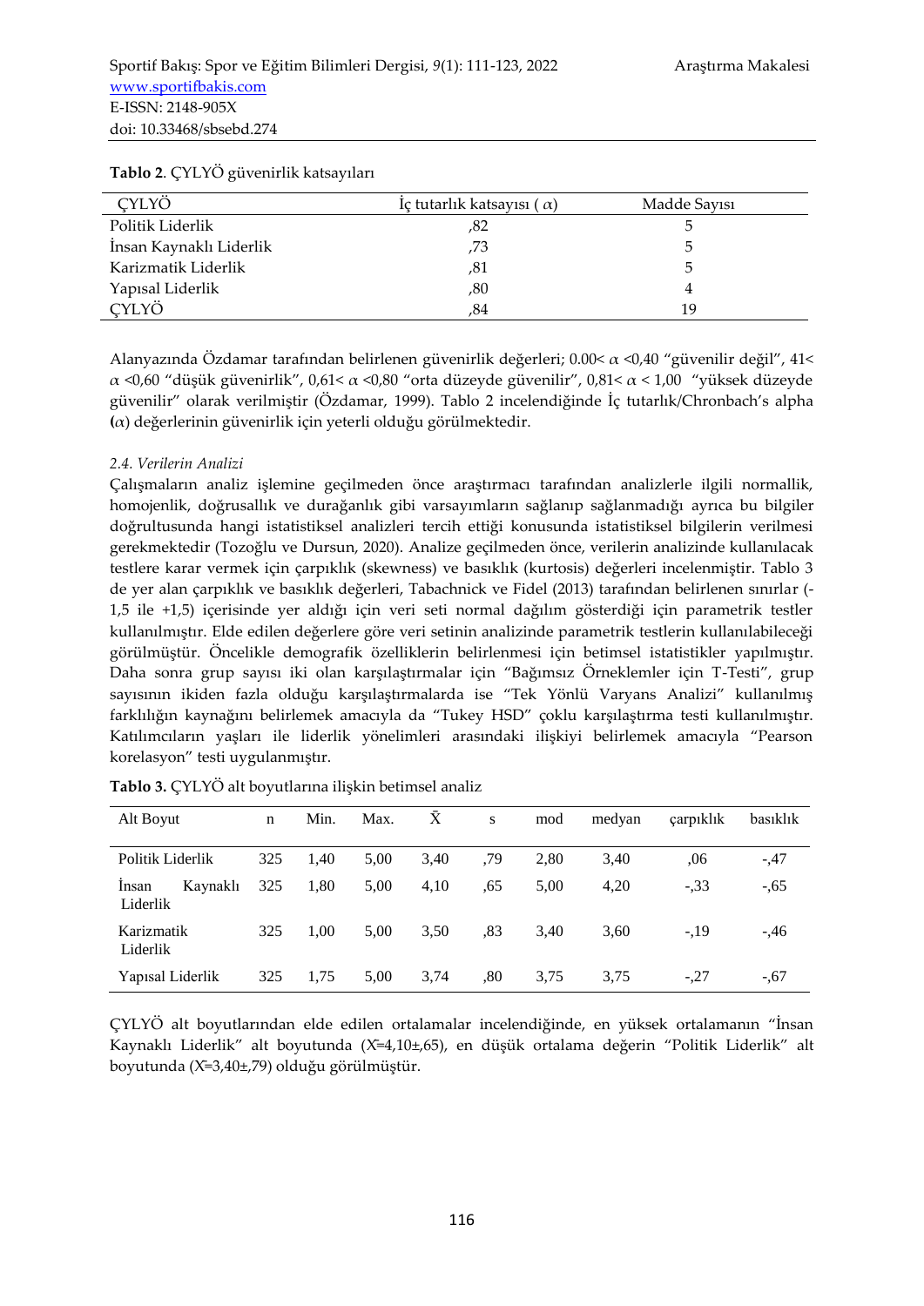**Tablo 2**. ÇYLYÖ güvenirlik katsayıları

| ÇYLYÖ | İç tutarlık katsayısı ( $\alpha$) | Madde Sayısı |
|---|---|---|
| Politik Liderlik | ,82 | 5 |
| İnsan Kaynaklı Liderlik | ,73 | 5 |
| Karizmatik Liderlik | ,81 | 5 |
| Yapısal Liderlik | ,80 | 4 |
| ÇYLYÖ | ,84 | 19 |

Alanyazında Özdamar tarafından belirlenen güvenirlik değerleri; 0.00< $\alpha$ <0,40 "güvenilir değil", 41< $\alpha$ <0,60 "düşük güvenirlik", 0,61< $\alpha$ <0,80 "orta düzeyde güvenilir", 0,81< $\alpha$ < 1,00 "yüksek düzeyde güvenilir" olarak verilmiştir (Özdamar, 1999). Tablo 2 incelendiğinde İç tutarlık/Chronbach's alpha **(**$\alpha$) değerlerinin güvenirlik için yeterli olduğu görülmektedir.

*2.4. Verilerin Analizi*

Çalışmaların analiz işlemine geçilmeden önce araştırmacı tarafından analizlerle ilgili normallik, homojenlik, doğrusallık ve durağanlık gibi varsayımların sağlanıp sağlanmadığı ayrıca bu bilgiler doğrultusunda hangi istatistiksel analizleri tercih ettiği konusunda istatistiksel bilgilerin verilmesi gerekmektedir (Tozoğlu ve Dursun, 2020). Analize geçilmeden önce, verilerin analizinde kullanılacak testlere karar vermek için çarpıklık (skewness) ve basıklık (kurtosis) değerleri incelenmiştir. Tablo 3 de yer alan çarpıklık ve basıklık değerleri, Tabachnick ve Fidel (2013) tarafından belirlenen sınırlar (-1,5 ile +1,5) içerisinde yer aldığı için veri seti normal dağılım gösterdiği için parametrik testler kullanılmıştır. Elde edilen değerlere göre veri setinin analizinde parametrik testlerin kullanılabileceği görülmüştür. Öncelikle demografik özelliklerin belirlenmesi için betimsel istatistikler yapılmıştır. Daha sonra grup sayısı iki olan karşılaştırmalar için "Bağımsız Örneklemler için T-Testi", grup sayısının ikiden fazla olduğu karşılaştırmalarda ise "Tek Yönlü Varyans Analizi" kullanılmış farklılığın kaynağını belirlemek amacıyla da "Tukey HSD" çoklu karşılaştırma testi kullanılmıştır. Katılımcıların yaşları ile liderlik yönelimleri arasındaki ilişkiyi belirlemek amacıyla "Pearson korelasyon" testi uygulanmıştır.

**Tablo 3.** ÇYLYÖ alt boyutlarına ilişkin betimsel analiz

| Alt Boyut | n | Min. | Max. | $\bar{X}$ | s | mod | medyan | çarpıklık | basıklık |
|---|---|---|---|---|---|---|---|---|---|
| Politik Liderlik | 325 | 1,40 | 5,00 | 3,40 | ,79 | 2,80 | 3,40 | ,06 | -,47 |
| İnsan Kaynaklı Liderlik | 325 | 1,80 | 5,00 | 4,10 | ,65 | 5,00 | 4,20 | -,33 | -,65 |
| Karizmatik Liderlik | 325 | 1,00 | 5,00 | 3,50 | ,83 | 3,40 | 3,60 | -,19 | -,46 |
| Yapısal Liderlik | 325 | 1,75 | 5,00 | 3,74 | ,80 | 3,75 | 3,75 | -,27 | -,67 |

ÇYLYÖ alt boyutlarından elde edilen ortalamalar incelendiğinde, en yüksek ortalamanın "İnsan Kaynaklı Liderlik" alt boyutunda ($\bar{X}$=4,10±,65), en düşük ortalama değerin "Politik Liderlik" alt boyutunda ($\bar{X}$=3,40±,79) olduğu görülmüştür.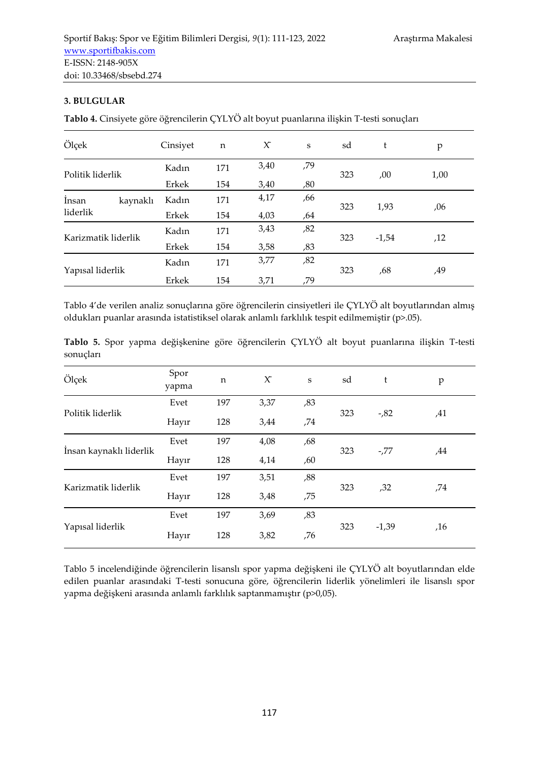## 3. BULGULAR

**Tablo 4.** Cinsiyete göre öğrencilerin ÇYLYÖ alt boyut puanlarına ilişkin T-testi sonuçları

| Ölçek | Cinsiyet | n | $\bar{X}$ | s | sd | t | p |
|---|---|---|---|---|---|---|---|
| Politik liderlik | Kadın | 171 | 3,40 | ,79 | 323 | ,00 | 1,00 |
| | Erkek | 154 | 3,40 | ,80 | | | |
| İnsan kaynaklı liderlik | Kadın | 171 | 4,17 | ,66 | 323 | 1,93 | ,06 |
| | Erkek | 154 | 4,03 | ,64 | | | |
| Karizmatik liderlik | Kadın | 171 | 3,43 | ,82 | 323 | -1,54 | ,12 |
| | Erkek | 154 | 3,58 | ,83 | | | |
| Yapısal liderlik | Kadın | 171 | 3,77 | ,82 | 323 | ,68 | ,49 |
| | Erkek | 154 | 3,71 | ,79 | | | |

Tablo 4'de verilen analiz sonuçlarına göre öğrencilerin cinsiyetleri ile ÇYLYÖ alt boyutlarından almış oldukları puanlar arasında istatistiksel olarak anlamlı farklılık tespit edilmemiştir (p>.05).

**Tablo 5.** Spor yapma değişkenine göre öğrencilerin ÇYLYÖ alt boyut puanlarına ilişkin T-testi sonuçları

| Ölçek | Spor yapma | n | $\bar{X}$ | s | sd | t | p |
|---|---|---|---|---|---|---|---|
| Politik liderlik | Evet | 197 | 3,37 | ,83 | 323 | -,82 | ,41 |
| | Hayır | 128 | 3,44 | ,74 | | | |
| İnsan kaynaklı liderlik | Evet | 197 | 4,08 | ,68 | 323 | -,77 | ,44 |
| | Hayır | 128 | 4,14 | ,60 | | | |
| Karizmatik liderlik | Evet | 197 | 3,51 | ,88 | 323 | ,32 | ,74 |
| | Hayır | 128 | 3,48 | ,75 | | | |
| Yapısal liderlik | Evet | 197 | 3,69 | ,83 | 323 | -1,39 | ,16 |
| | Hayır | 128 | 3,82 | ,76 | | | |

Tablo 5 incelendiğinde öğrencilerin lisanslı spor yapma değişkeni ile ÇYLYÖ alt boyutlarından elde edilen puanlar arasındaki T-testi sonucuna göre, öğrencilerin liderlik yönelimleri ile lisanslı spor yapma değişkeni arasında anlamlı farklılık saptanmamıştır (p>0,05).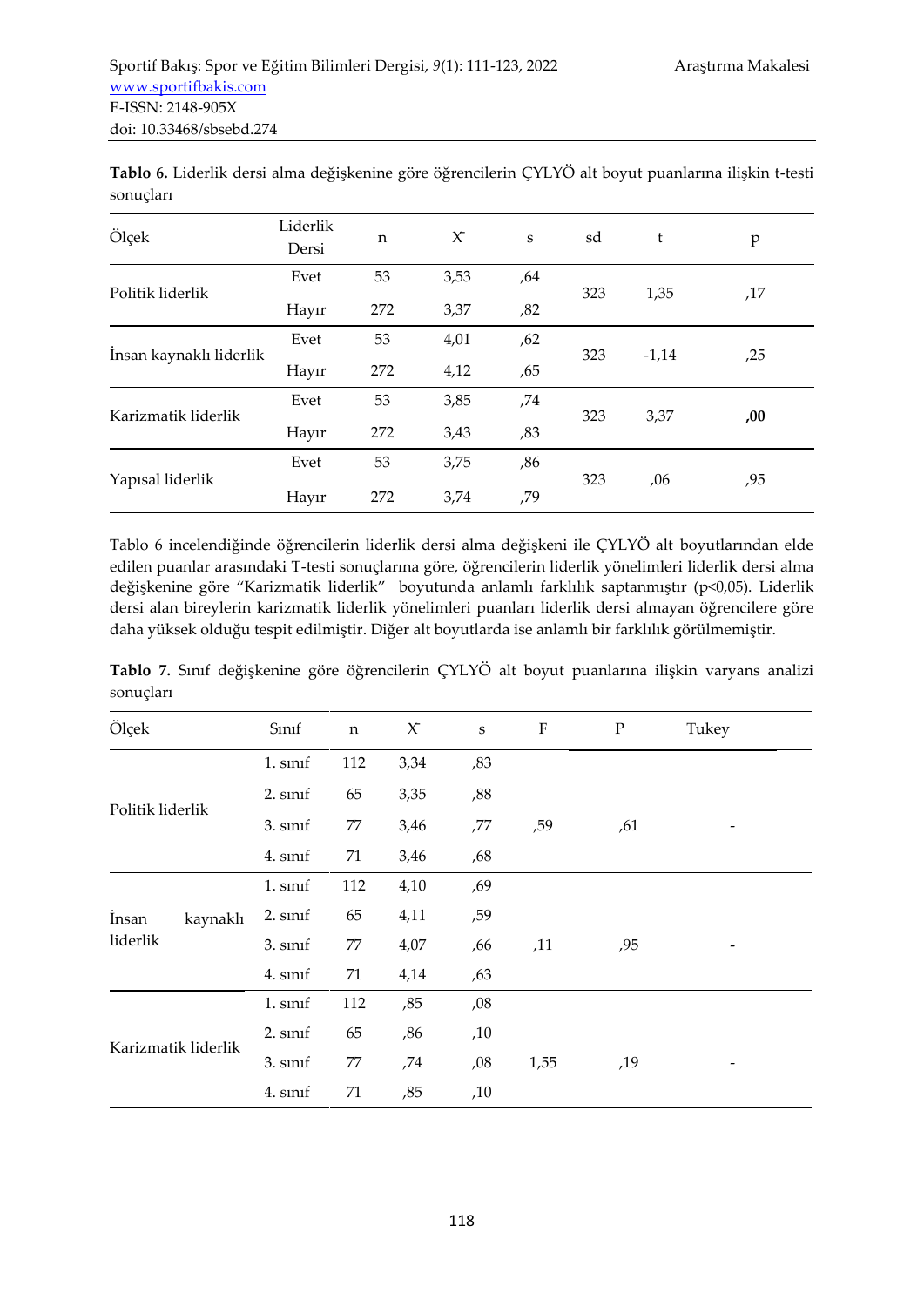**Tablo 6.** Liderlik dersi alma değişkenine göre öğrencilerin ÇYLYÖ alt boyut puanlarına ilişkin t-testi sonuçları

| Ölçek | Liderlik Dersi | n | $\bar{X}$ | s | sd | t | p |
|---|---|---|---|---|---|---|---|
| Politik liderlik | Evet | 53 | 3,53 | ,64 | 323 | 1,35 | ,17 |
| | Hayır | 272 | 3,37 | ,82 | | | |
| İnsan kaynaklı liderlik | Evet | 53 | 4,01 | ,62 | 323 | -1,14 | ,25 |
| | Hayır | 272 | 4,12 | ,65 | | | |
| Karizmatik liderlik | Evet | 53 | 3,85 | ,74 | 323 | 3,37 | **,00** |
| | Hayır | 272 | 3,43 | ,83 | | | |
| Yapısal liderlik | Evet | 53 | 3,75 | ,86 | 323 | ,06 | ,95 |
| | Hayır | 272 | 3,74 | ,79 | | | |

Tablo 6 incelendiğinde öğrencilerin liderlik dersi alma değişkeni ile ÇYLYÖ alt boyutlarından elde edilen puanlar arasındaki T-testi sonuçlarına göre, öğrencilerin liderlik yönelimleri liderlik dersi alma değişkenine göre "Karizmatik liderlik" boyutunda anlamlı farklılık saptanmıştır ($p<0,05$). Liderlik dersi alan bireylerin karizmatik liderlik yönelimleri puanları liderlik dersi almayan öğrencilere göre daha yüksek olduğu tespit edilmiştir. Diğer alt boyutlarda ise anlamlı bir farklılık görülmemiştir.

**Tablo 7.** Sınıf değişkenine göre öğrencilerin ÇYLYÖ alt boyut puanlarına ilişkin varyans analizi sonuçları

| Ölçek | Sınıf | n | $\bar{X}$ | s | F | P | Tukey |
|---|---|---|---|---|---|---|---|
| Politik liderlik | 1. sınıf | 112 | 3,34 | ,83 | ,59 | ,61 | - |
| | 2. sınıf | 65 | 3,35 | ,88 | | | |
| | 3. sınıf | 77 | 3,46 | ,77 | | | |
| | 4. sınıf | 71 | 3,46 | ,68 | | | |
| İnsan kaynaklı liderlik | 1. sınıf | 112 | 4,10 | ,69 | ,11 | ,95 | - |
| | 2. sınıf | 65 | 4,11 | ,59 | | | |
| | 3. sınıf | 77 | 4,07 | ,66 | | | |
| | 4. sınıf | 71 | 4,14 | ,63 | | | |
| Karizmatik liderlik | 1. sınıf | 112 | ,85 | ,08 | 1,55 | ,19 | - |
| | 2. sınıf | 65 | ,86 | ,10 | | | |
| | 3. sınıf | 77 | ,74 | ,08 | | | |
| | 4. sınıf | 71 | ,85 | ,10 | | | |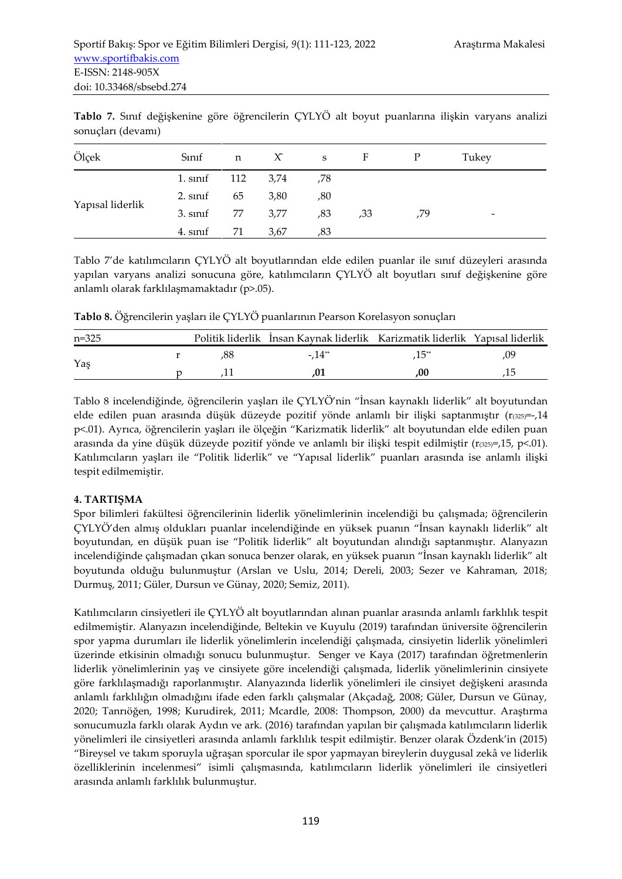**Tablo 7.** Sınıf değişkenine göre öğrencilerin ÇYLYÖ alt boyut puanlarına ilişkin varyans analizi sonuçları (devamı)

| Ölçek | Sınıf | n | $\bar{X}$ | s | F | P | Tukey |
|---|---|---|---|---|---|---|---|
| Yapısal liderlik | 1. sınıf | 112 | 3,74 | ,78 | | | |
| | 2. sınıf | 65 | 3,80 | ,80 | | | |
| | 3. sınıf | 77 | 3,77 | ,83 | ,33 | ,79 | - |
| | 4. sınıf | 71 | 3,67 | ,83 | | | |

Tablo 7'de katılımcıların ÇYLYÖ alt boyutlarından elde edilen puanlar ile sınıf düzeyleri arasında yapılan varyans analizi sonucuna göre, katılımcıların ÇYLYÖ alt boyutları sınıf değişkenine göre anlamlı olarak farklılaşmamaktadır (p>.05).

**Tablo 8.** Öğrencilerin yaşları ile ÇYLYÖ puanlarının Pearson Korelasyon sonuçları

| n=325 | | Politik liderlik | İnsan Kaynak liderlik | Karizmatik liderlik | Yapısal liderlik |
|---|---|---|---|---|---|
| Yaş | r | ,88 | -,14** | ,15** | ,09 |
| | p | ,11 | **,01** | **,00** | ,15 |

Tablo 8 incelendiğinde, öğrencilerin yaşları ile ÇYLYÖ'nin "İnsan kaynaklı liderlik" alt boyutundan elde edilen puan arasında düşük düzeyde pozitif yönde anlamlı bir ilişki saptanmıştır ($r_{(325)}$=-,14 p<.01). Ayrıca, öğrencilerin yaşları ile ölçeğin "Karizmatik liderlik" alt boyutundan elde edilen puan arasında da yine düşük düzeyde pozitif yönde ve anlamlı bir ilişki tespit edilmiştir ($r_{(325)}$=,15, p<.01). Katılımcıların yaşları ile "Politik liderlik" ve "Yapısal liderlik" puanları arasında ise anlamlı ilişki tespit edilmemiştir.

## 4. TARTIŞMA

Spor bilimleri fakültesi öğrencilerinin liderlik yönelimlerinin incelendiği bu çalışmada; öğrencilerin ÇYLYÖ'den almış oldukları puanlar incelendiğinde en yüksek puanın "İnsan kaynaklı liderlik" alt boyutundan, en düşük puan ise "Politik liderlik" alt boyutundan alındığı saptanmıştır. Alanyazın incelendiğinde çalışmadan çıkan sonuca benzer olarak, en yüksek puanın "İnsan kaynaklı liderlik" alt boyutunda olduğu bulunmuştur (Arslan ve Uslu, 2014; Dereli, 2003; Sezer ve Kahraman, 2018; Durmuş, 2011; Güler, Dursun ve Günay, 2020; Semiz, 2011).

Katılımcıların cinsiyetleri ile ÇYLYÖ alt boyutlarından alınan puanlar arasında anlamlı farklılık tespit edilmemiştir. Alanyazın incelendiğinde, Beltekin ve Kuyulu (2019) tarafından üniversite öğrencilerin spor yapma durumları ile liderlik yönelimlerin incelendiği çalışmada, cinsiyetin liderlik yönelimleri üzerinde etkisinin olmadığı sonucu bulunmuştur. Senger ve Kaya (2017) tarafından öğretmenlerin liderlik yönelimlerinin yaş ve cinsiyete göre incelendiği çalışmada, liderlik yönelimlerinin cinsiyete göre farklılaşmadığı raporlanmıştır. Alanyazında liderlik yönelimleri ile cinsiyet değişkeni arasında anlamlı farklılığın olmadığını ifade eden farklı çalışmalar (Akçadağ, 2008; Güler, Dursun ve Günay, 2020; Tanrıöğen, 1998; Kurudirek, 2011; Mcardle, 2008: Thompson, 2000) da mevcuttur. Araştırma sonucumuzla farklı olarak Aydın ve ark. (2016) tarafından yapılan bir çalışmada katılımcıların liderlik yönelimleri ile cinsiyetleri arasında anlamlı farklılık tespit edilmiştir. Benzer olarak Özdenk'in (2015) "Bireysel ve takım sporuyla uğraşan sporcular ile spor yapmayan bireylerin duygusal zekâ ve liderlik özelliklerinin incelenmesi" isimli çalışmasında, katılımcıların liderlik yönelimleri ile cinsiyetleri arasında anlamlı farklılık bulunmuştur.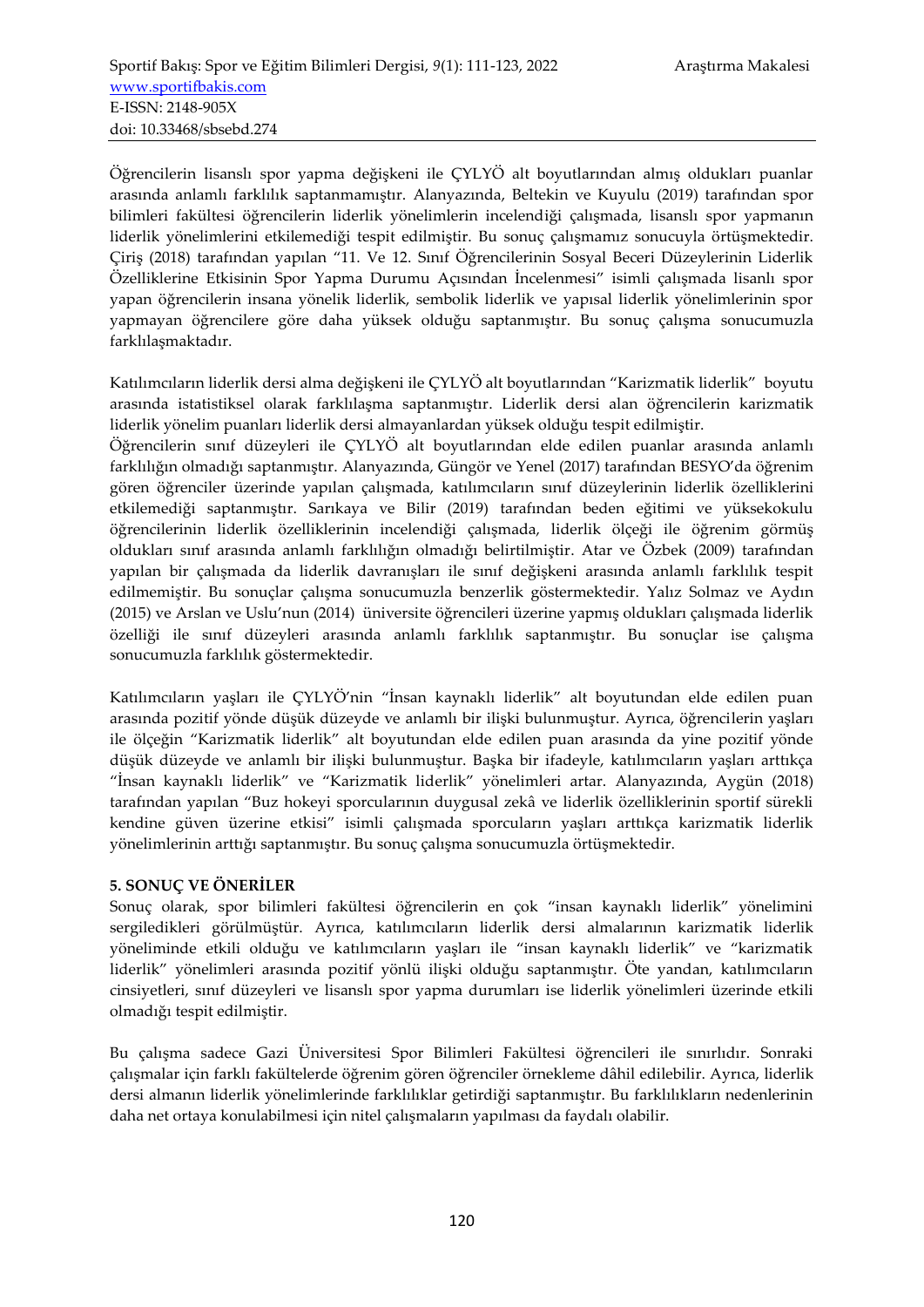Öğrencilerin lisanslı spor yapma değişkeni ile ÇYLYÖ alt boyutlarından almış oldukları puanlar arasında anlamlı farklılık saptanmamıştır. Alanyazında, Beltekin ve Kuyulu (2019) tarafından spor bilimleri fakültesi öğrencilerin liderlik yönelimlerin incelendiği çalışmada, lisanslı spor yapmanın liderlik yönelimlerini etkilemediği tespit edilmiştir. Bu sonuç çalışmamız sonucuyla örtüşmektedir. Çiriş (2018) tarafından yapılan "11. Ve 12. Sınıf Öğrencilerinin Sosyal Beceri Düzeylerinin Liderlik Özelliklerine Etkisinin Spor Yapma Durumu Açısından İncelenmesi" isimli çalışmada lisanlı spor yapan öğrencilerin insana yönelik liderlik, sembolik liderlik ve yapısal liderlik yönelimlerinin spor yapmayan öğrencilere göre daha yüksek olduğu saptanmıştır. Bu sonuç çalışma sonucumuzla farklılaşmaktadır.

Katılımcıların liderlik dersi alma değişkeni ile ÇYLYÖ alt boyutlarından "Karizmatik liderlik" boyutu arasında istatistiksel olarak farklılaşma saptanmıştır. Liderlik dersi alan öğrencilerin karizmatik liderlik yönelim puanları liderlik dersi almayanlardan yüksek olduğu tespit edilmiştir.

Öğrencilerin sınıf düzeyleri ile ÇYLYÖ alt boyutlarından elde edilen puanlar arasında anlamlı farklılığın olmadığı saptanmıştır. Alanyazında, Güngör ve Yenel (2017) tarafından BESYO'da öğrenim gören öğrenciler üzerinde yapılan çalışmada, katılımcıların sınıf düzeylerinin liderlik özelliklerini etkilemediği saptanmıştır. Sarıkaya ve Bilir (2019) tarafından beden eğitimi ve yüksekokulu öğrencilerinin liderlik özelliklerinin incelendiği çalışmada, liderlik ölçeği ile öğrenim görmüş oldukları sınıf arasında anlamlı farklılığın olmadığı belirtilmiştir. Atar ve Özbek (2009) tarafından yapılan bir çalışmada da liderlik davranışları ile sınıf değişkeni arasında anlamlı farklılık tespit edilmemiştir. Bu sonuçlar çalışma sonucumuzla benzerlik göstermektedir. Yalız Solmaz ve Aydın (2015) ve Arslan ve Uslu'nun (2014) üniversite öğrencileri üzerine yapmış oldukları çalışmada liderlik özelliği ile sınıf düzeyleri arasında anlamlı farklılık saptanmıştır. Bu sonuçlar ise çalışma sonucumuzla farklılık göstermektedir.

Katılımcıların yaşları ile ÇYLYÖ'nin "İnsan kaynaklı liderlik" alt boyutundan elde edilen puan arasında pozitif yönde düşük düzeyde ve anlamlı bir ilişki bulunmuştur. Ayrıca, öğrencilerin yaşları ile ölçeğin "Karizmatik liderlik" alt boyutundan elde edilen puan arasında da yine pozitif yönde düşük düzeyde ve anlamlı bir ilişki bulunmuştur. Başka bir ifadeyle, katılımcıların yaşları arttıkça "İnsan kaynaklı liderlik" ve "Karizmatik liderlik" yönelimleri artar. Alanyazında, Aygün (2018) tarafından yapılan "Buz hokeyi sporcularının duygusal zekâ ve liderlik özelliklerinin sportif sürekli kendine güven üzerine etkisi" isimli çalışmada sporcuların yaşları arttıkça karizmatik liderlik yönelimlerinin arttığı saptanmıştır. Bu sonuç çalışma sonucumuzla örtüşmektedir.

## 5. SONUÇ VE ÖNERİLER

Sonuç olarak, spor bilimleri fakültesi öğrencilerin en çok "insan kaynaklı liderlik" yönelimini sergiledikleri görülmüştür. Ayrıca, katılımcıların liderlik dersi almalarının karizmatik liderlik yöneliminde etkili olduğu ve katılımcıların yaşları ile "insan kaynaklı liderlik" ve "karizmatik liderlik" yönelimleri arasında pozitif yönlü ilişki olduğu saptanmıştır. Öte yandan, katılımcıların cinsiyetleri, sınıf düzeyleri ve lisanslı spor yapma durumları ise liderlik yönelimleri üzerinde etkili olmadığı tespit edilmiştir.

Bu çalışma sadece Gazi Üniversitesi Spor Bilimleri Fakültesi öğrencileri ile sınırlıdır. Sonraki çalışmalar için farklı fakültelerde öğrenim gören öğrenciler örnekleme dâhil edilebilir. Ayrıca, liderlik dersi almanın liderlik yönelimlerinde farklılıklar getirdiği saptanmıştır. Bu farklılıkların nedenlerinin daha net ortaya konulabilmesi için nitel çalışmaların yapılması da faydalı olabilir.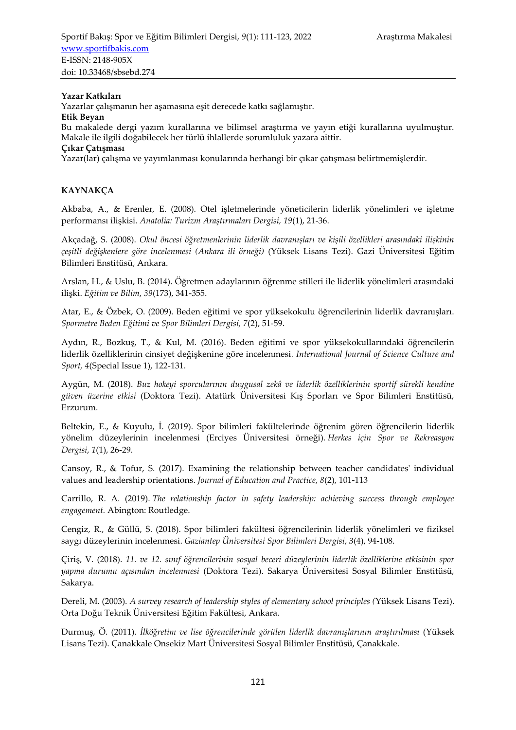**Yazar Katkıları**
Yazarlar çalışmanın her aşamasına eşit derecede katkı sağlamıştır.
**Etik Beyan**
Bu makalede dergi yazım kurallarına ve bilimsel araştırma ve yayın etiği kurallarına uyulmuştur. Makale ile ilgili doğabilecek her türlü ihlallerde sorumluluk yazara aittir.
**Çıkar Çatışması**
Yazar(lar) çalışma ve yayımlanması konularında herhangi bir çıkar çatışması belirtmemişlerdir.

## KAYNAKÇA

Akbaba, A., & Erenler, E. (2008). Otel işletmelerinde yöneticilerin liderlik yönelimleri ve işletme performansı ilişkisi. *Anatolia: Turizm Araştırmaları Dergisi, 19*(1), 21-36.

Akçadağ, S. (2008). *Okul öncesi öğretmenlerinin liderlik davranışları ve kişili özellikleri arasındaki ilişkinin çeşitli değişkenlere göre incelenmesi (Ankara ili örneği)* (Yüksek Lisans Tezi). Gazi Üniversitesi Eğitim Bilimleri Enstitüsü, Ankara.

Arslan, H., & Uslu, B. (2014). Öğretmen adaylarının öğrenme stilleri ile liderlik yönelimleri arasındaki ilişki. *Eğitim ve Bilim*, *39*(173), 341-355.

Atar, E., & Özbek, O. (2009). Beden eğitimi ve spor yüksekokulu öğrencilerinin liderlik davranışları. *Spormetre Beden Eğitimi ve Spor Bilimleri Dergisi, 7*(2), 51-59.

Aydın, R., Bozkuş, T., & Kul, M. (2016). Beden eğitimi ve spor yüksekokullarındaki öğrencilerin liderlik özelliklerinin cinsiyet değişkenine göre incelenmesi. *International Journal of Science Culture and Sport, 4*(Special Issue 1), 122-131.

Aygün, M. (2018). *Buz hokeyi sporcularının duygusal zekâ ve liderlik özelliklerinin sportif sürekli kendine güven üzerine etkisi* (Doktora Tezi). Atatürk Üniversitesi Kış Sporları ve Spor Bilimleri Enstitüsü, Erzurum.

Beltekin, E., & Kuyulu, İ. (2019). Spor bilimleri fakültelerinde öğrenim gören öğrencilerin liderlik yönelim düzeylerinin incelenmesi (Erciyes Üniversitesi örneği). *Herkes için Spor ve Rekreasyon Dergisi*, *1*(1), 26-29.

Cansoy, R., & Tofur, S. (2017). Examining the relationship between teacher candidates' individual values and leadership orientations. *Journal of Education and Practice*, *8*(2), 101-113

Carrillo, R. A. (2019). *The relationship factor in safety leadership: achieving success through employee engagement.* Abington: Routledge.

Cengiz, R., & Güllü, S. (2018). Spor bilimleri fakültesi öğrencilerinin liderlik yönelimleri ve fiziksel saygı düzeylerinin incelenmesi. *Gaziantep Üniversitesi Spor Bilimleri Dergisi*, *3*(4), 94-108.

Çiriş, V. (2018). *11. ve 12. sınıf öğrencilerinin sosyal beceri düzeylerinin liderlik özelliklerine etkisinin spor yapma durumu açısından incelenmesi* (Doktora Tezi). Sakarya Üniversitesi Sosyal Bilimler Enstitüsü, Sakarya.

Dereli, M. (2003). *A survey research of leadership styles of elementary school principles* (Yüksek Lisans Tezi). Orta Doğu Teknik Üniversitesi Eğitim Fakültesi, Ankara.

Durmuş, Ö. (2011). *İlköğretim ve lise öğrencilerinde görülen liderlik davranışlarının araştırılması* (Yüksek Lisans Tezi). Çanakkale Onsekiz Mart Üniversitesi Sosyal Bilimler Enstitüsü, Çanakkale.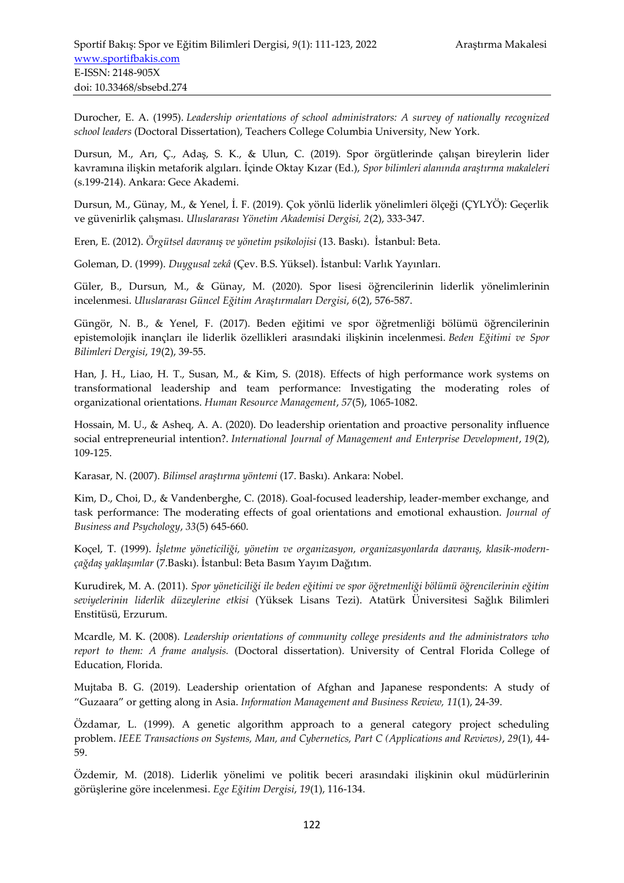Durocher, E. A. (1995). *Leadership orientations of school administrators: A survey of nationally recognized school leaders* (Doctoral Dissertation), Teachers College Columbia University, New York.

Dursun, M., Arı, Ç., Adaş, S. K., & Ulun, C. (2019). Spor örgütlerinde çalışan bireylerin lider kavramına ilişkin metaforik algıları. İçinde Oktay Kızar (Ed.), *Spor bilimleri alanında araştırma makaleleri* (s.199-214). Ankara: Gece Akademi.

Dursun, M., Günay, M., & Yenel, İ. F. (2019). Çok yönlü liderlik yönelimleri ölçeği (ÇYLYÖ): Geçerlik ve güvenirlik çalışması. *Uluslararası Yönetim Akademisi Dergisi, 2*(2), 333-347.

Eren, E. (2012). *Örgütsel davranış ve yönetim psikolojisi* (13. Baskı). İstanbul: Beta.

Goleman, D. (1999). *Duygusal zekâ* (Çev. B.S. Yüksel). İstanbul: Varlık Yayınları.

Güler, B., Dursun, M., & Günay, M. (2020). Spor lisesi öğrencilerinin liderlik yönelimlerinin incelenmesi. *Uluslararası Güncel Eğitim Araştırmaları Dergisi*, *6*(2), 576-587.

Güngör, N. B., & Yenel, F. (2017). Beden eğitimi ve spor öğretmenliği bölümü öğrencilerinin epistemolojik inançları ile liderlik özellikleri arasındaki ilişkinin incelenmesi. *Beden Eğitimi ve Spor Bilimleri Dergisi*, *19*(2), 39-55.

Han, J. H., Liao, H. T., Susan, M., & Kim, S. (2018). Effects of high performance work systems on transformational leadership and team performance: Investigating the moderating roles of organizational orientations. *Human Resource Management*, *57*(5), 1065-1082.

Hossain, M. U., & Asheq, A. A. (2020). Do leadership orientation and proactive personality influence social entrepreneurial intention?. *International Journal of Management and Enterprise Development*, *19*(2), 109-125.

Karasar, N. (2007). *Bilimsel araştırma yöntemi* (17. Baskı). Ankara: Nobel.

Kim, D., Choi, D., & Vandenberghe, C. (2018). Goal-focused leadership, leader-member exchange, and task performance: The moderating effects of goal orientations and emotional exhaustion. *Journal of Business and Psychology*, *33*(5) 645-660.

Koçel, T. (1999). *İşletme yöneticiliği, yönetim ve organizasyon, organizasyonlarda davranış, klasik-modern-çağdaş yaklaşımlar* (7.Baskı). İstanbul: Beta Basım Yayım Dağıtım.

Kurudirek, M. A. (2011). *Spor yöneticiliği ile beden eğitimi ve spor öğretmenliği bölümü öğrencilerinin eğitim seviyelerinin liderlik düzeylerine etkisi* (Yüksek Lisans Tezi). Atatürk Üniversitesi Sağlık Bilimleri Enstitüsü, Erzurum.

Mcardle, M. K. (2008). *Leadership orientations of community college presidents and the administrators who report to them: A frame analysis.* (Doctoral dissertation). University of Central Florida College of Education, Florida.

Mujtaba B. G. (2019). Leadership orientation of Afghan and Japanese respondents: A study of "Guzaara" or getting along in Asia. *Information Management and Business Review, 11*(1), 24-39.

Özdamar, L. (1999). A genetic algorithm approach to a general category project scheduling problem. *IEEE Transactions on Systems, Man, and Cybernetics, Part C (Applications and Reviews)*, *29*(1), 44-59.

Özdemir, M. (2018). Liderlik yönelimi ve politik beceri arasındaki ilişkinin okul müdürlerinin görüşlerine göre incelenmesi. *Ege Eğitim Dergisi*, *19*(1), 116-134.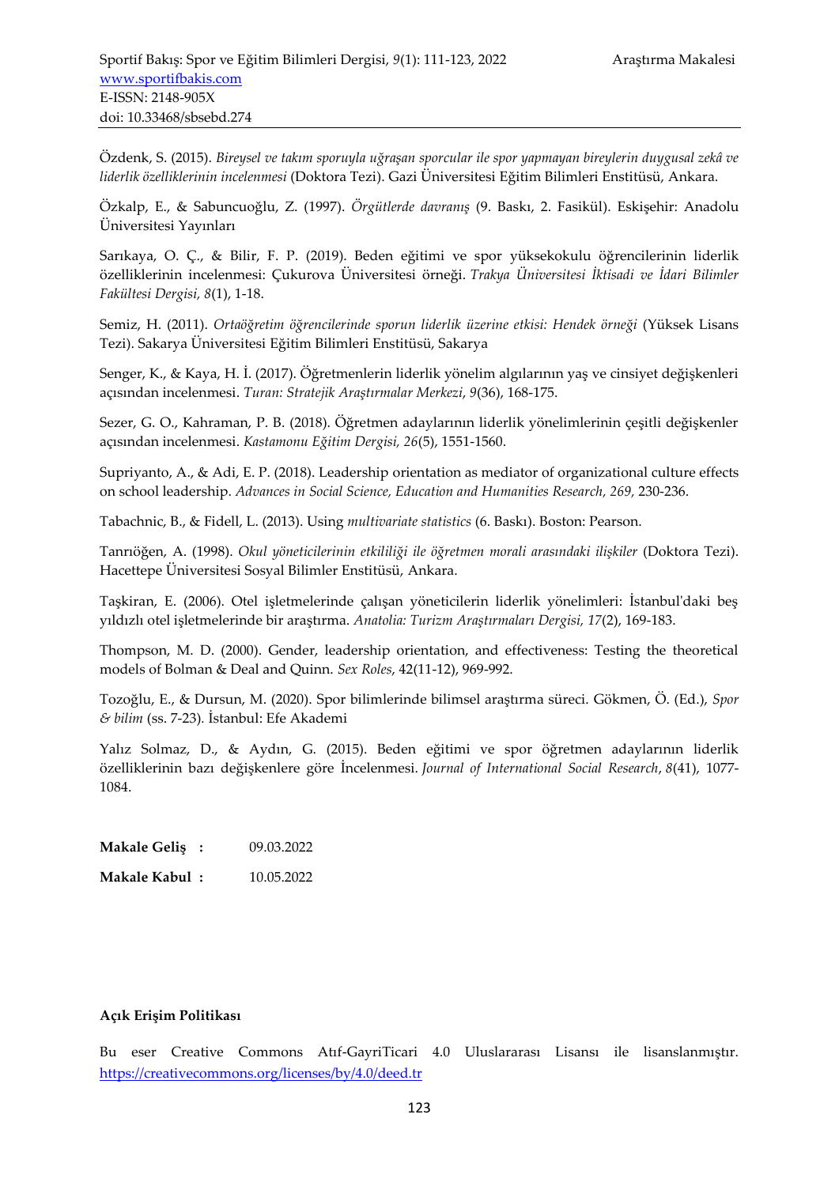Özdenk, S. (2015). *Bireysel ve takım sporuyla uğraşan sporcular ile spor yapmayan bireylerin duygusal zekâ ve liderlik özelliklerinin incelenmesi* (Doktora Tezi). Gazi Üniversitesi Eğitim Bilimleri Enstitüsü, Ankara.

Özkalp, E., & Sabuncuoğlu, Z. (1997). *Örgütlerde davranış* (9. Baskı, 2. Fasikül). Eskişehir: Anadolu Üniversitesi Yayınları

Sarıkaya, O. Ç., & Bilir, F. P. (2019). Beden eğitimi ve spor yüksekokulu öğrencilerinin liderlik özelliklerinin incelenmesi: Çukurova Üniversitesi örneği. *Trakya Üniversitesi İktisadi ve İdari Bilimler Fakültesi Dergisi, 8*(1), 1-18.

Semiz, H. (2011). *Ortaöğretim öğrencilerinde sporun liderlik üzerine etkisi: Hendek örneği* (Yüksek Lisans Tezi). Sakarya Üniversitesi Eğitim Bilimleri Enstitüsü, Sakarya

Senger, K., & Kaya, H. İ. (2017). Öğretmenlerin liderlik yönelim algılarının yaş ve cinsiyet değişkenleri açısından incelenmesi. *Turan: Stratejik Araştırmalar Merkezi*, *9*(36), 168-175.

Sezer, G. O., Kahraman, P. B. (2018). Öğretmen adaylarının liderlik yönelimlerinin çeşitli değişkenler açısından incelenmesi. *Kastamonu Eğitim Dergisi, 26*(5), 1551-1560.

Supriyanto, A., & Adi, E. P. (2018). Leadership orientation as mediator of organizational culture effects on school leadership. *Advances in Social Science, Education and Humanities Research, 269,* 230-236.

Tabachnic, B., & Fidell, L. (2013). Using *multivariate statistics* (6. Baskı). Boston: Pearson.

Tanrıöğen, A. (1998). *Okul yöneticilerinin etkililiği ile öğretmen morali arasındaki ilişkiler* (Doktora Tezi). Hacettepe Üniversitesi Sosyal Bilimler Enstitüsü, Ankara.

Taşkiran, E. (2006). Otel işletmelerinde çalışan yöneticilerin liderlik yönelimleri: İstanbul'daki beş yıldızlı otel işletmelerinde bir araştırma. *Anatolia: Turizm Araştırmaları Dergisi, 17*(2), 169-183.

Thompson, M. D. (2000). Gender, leadership orientation, and effectiveness: Testing the theoretical models of Bolman & Deal and Quinn. *Sex Roles*, 42(11-12), 969-992.

Tozoğlu, E., & Dursun, M. (2020). Spor bilimlerinde bilimsel araştırma süreci. Gökmen, Ö. (Ed.), *Spor & bilim* (ss. 7-23). İstanbul: Efe Akademi

Yalız Solmaz, D., & Aydın, G. (2015). Beden eğitimi ve spor öğretmen adaylarının liderlik özelliklerinin bazı değişkenlere göre İncelenmesi. *Journal of International Social Research*, *8*(41), 1077-1084.

**Makale Geliş :** 09.03.2022

**Makale Kabul :** 10.05.2022

**Açık Erişim Politikası**

Bu eser Creative Commons Atıf-GayriTicari 4.0 Uluslararası Lisansı ile lisanslanmıştır. https://creativecommons.org/licenses/by/4.0/deed.tr